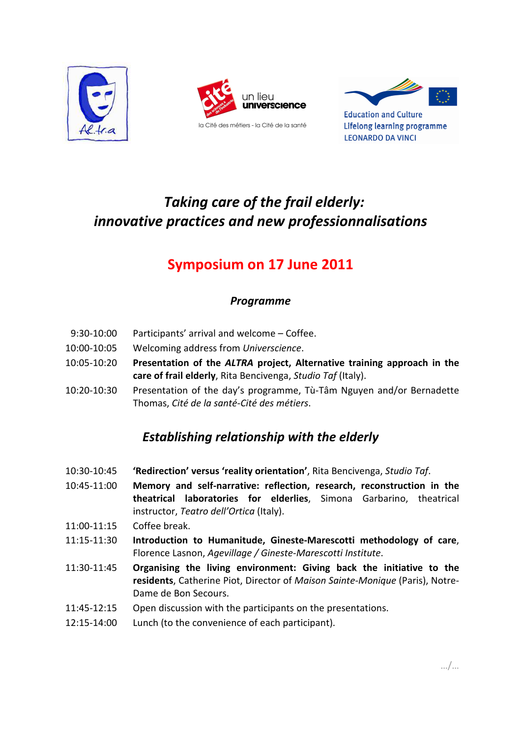Education and Culture
Lifelong learning programme
LEONARDO DA VINCI

# *Taking care of the frail elderly: innovative practices and new professionnalisations*

## Symposium on 17 June 2011

### *Programme*

| | |
|---|---|
| 9:30-10:00 | Participants' arrival and welcome – Coffee. |
| 10:00-10:05 | Welcoming address from *Universcience*. |
| 10:05-10:20 | **Presentation of the *ALTRA* project, Alternative training approach in the care of frail elderly**, Rita Bencivenga, *Studio Taf* (Italy). |
| 10:20-10:30 | Presentation of the day's programme, Tù-Tâm Nguyen and/or Bernadette Thomas, *Cité de la santé-Cité des métiers*. |

### *Establishing relationship with the elderly*

| | |
|---|---|
| 10:30-10:45 | **'Redirection' versus 'reality orientation'**, Rita Bencivenga, *Studio Taf*. |
| 10:45-11:00 | **Memory and self-narrative: reflection, research, reconstruction in the theatrical laboratories for elderlies**, Simona Garbarino, theatrical instructor, *Teatro dell'Ortica* (Italy). |
| 11:00-11:15 | Coffee break. |
| 11:15-11:30 | **Introduction to Humanitude, Gineste-Marescotti methodology of care**, Florence Lasnon, *Agevillage / Gineste-Marescotti Institute*. |
| 11:30-11:45 | **Organising the living environment: Giving back the initiative to the residents**, Catherine Piot, Director of *Maison Sainte-Monique* (Paris), Notre-Dame de Bon Secours. |
| 11:45-12:15 | Open discussion with the participants on the presentations. |
| 12:15-14:00 | Lunch (to the convenience of each participant). |

.../...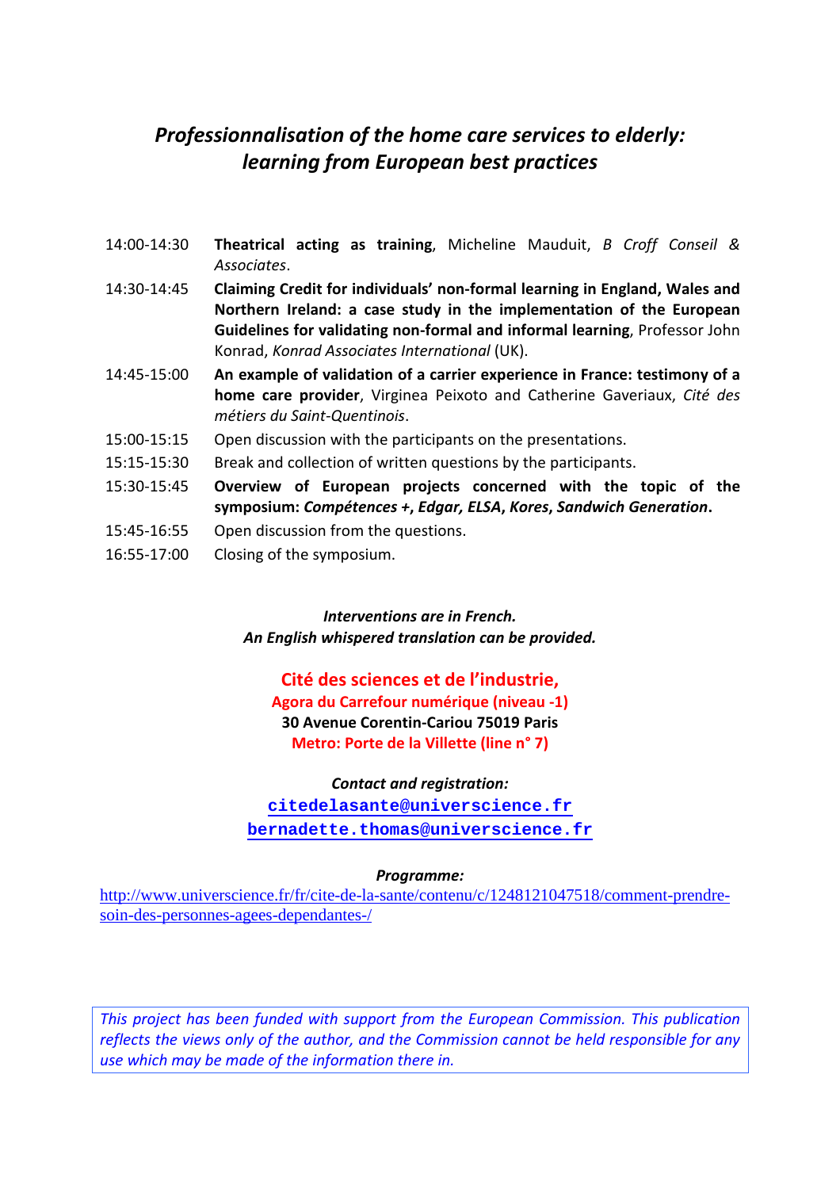## *Professionnalisation of the home care services to elderly: learning from European best practices*

| | |
|---|---|
| 14:00-14:30 | **Theatrical acting as training**, Micheline Mauduit, *B Croff Conseil & Associates*. |
| 14:30-14:45 | **Claiming Credit for individuals' non-formal learning in England, Wales and Northern Ireland: a case study in the implementation of the European Guidelines for validating non-formal and informal learning**, Professor John Konrad, *Konrad Associates International* (UK). |
| 14:45-15:00 | **An example of validation of a carrier experience in France: testimony of a home care provider**, Virginea Peixoto and Catherine Gaveriaux, *Cité des métiers du Saint-Quentinois*. |
| 15:00-15:15 | Open discussion with the participants on the presentations. |
| 15:15-15:30 | Break and collection of written questions by the participants. |
| 15:30-15:45 | **Overview of European projects concerned with the topic of the symposium: *Compétences +*, *Edgar*, *ELSA*, *Kores*, *Sandwich Generation*.** |
| 15:45-16:55 | Open discussion from the questions. |
| 16:55-17:00 | Closing of the symposium. |

***Interventions are in French.***
***An English whispered translation can be provided.***

**Cité des sciences et de l'industrie,**
**Agora du Carrefour numérique (niveau -1)**
**30 Avenue Corentin-Cariou 75019 Paris**
**Metro: Porte de la Villette (line n° 7)**

***Contact and registration:***
**citedelasante@universcience.fr**
**bernadette.thomas@universcience.fr**

***Programme:***
http://www.universcience.fr/fr/cite-de-la-sante/contenu/c/1248121047518/comment-prendre-soin-des-personnes-agees-dependantes-/

*This project has been funded with support from the European Commission. This publication reflects the views only of the author, and the Commission cannot be held responsible for any use which may be made of the information there in.*